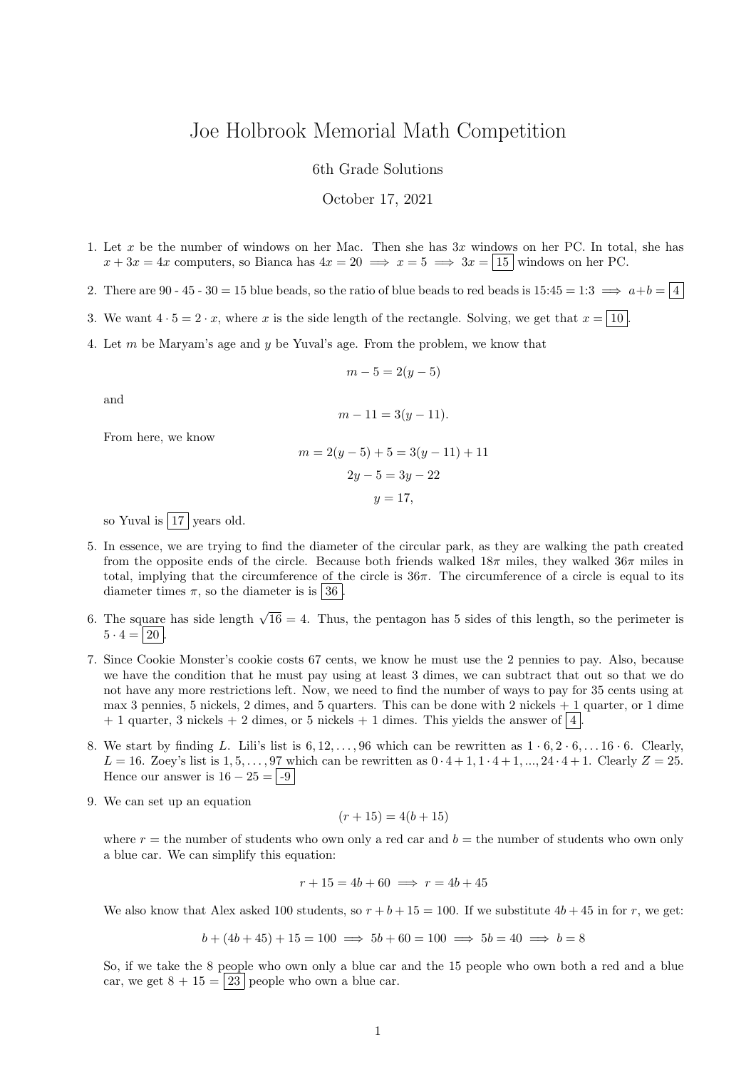# Joe Holbrook Memorial Math Competition

6th Grade Solutions

October 17, 2021

1. Let $x$ be the number of windows on her Mac. Then she has $3x$ windows on her PC. In total, she has $x + 3x = 4x$ computers, so Bianca has $4x = 20 \implies x = 5 \implies 3x = \boxed{15}$ windows on her PC.

2. There are 90 - 45 - 30 = 15 blue beads, so the ratio of blue beads to red beads is 15:45 = 1:3 $\implies a+b = \boxed{4}$

3. We want $4 \cdot 5 = 2 \cdot x$, where $x$ is the side length of the rectangle. Solving, we get that $x = \boxed{10}$.

4. Let $m$ be Maryam's age and $y$ be Yuval's age. From the problem, we know that
$$m - 5 = 2(y - 5)$$
and
$$m - 11 = 3(y - 11).$$
From here, we know
$$m = 2(y - 5) + 5 = 3(y - 11) + 11$$
$$2y - 5 = 3y - 22$$
$$y = 17,$$
so Yuval is $\boxed{17}$ years old.

5. In essence, we are trying to find the diameter of the circular park, as they are walking the path created from the opposite ends of the circle. Because both friends walked $18\pi$ miles, they walked $36\pi$ miles in total, implying that the circumference of the circle is $36\pi$. The circumference of a circle is equal to its diameter times $\pi$, so the diameter is is $\boxed{36}$.

6. The square has side length $\sqrt{16} = 4$. Thus, the pentagon has 5 sides of this length, so the perimeter is $5 \cdot 4 = \boxed{20}$.

7. Since Cookie Monster's cookie costs 67 cents, we know he must use the 2 pennies to pay. Also, because we have the condition that he must pay using at least 3 dimes, we can subtract that out so that we do not have any more restrictions left. Now, we need to find the number of ways to pay for 35 cents using at max 3 pennies, 5 nickels, 2 dimes, and 5 quarters. This can be done with 2 nickels + 1 quarter, or 1 dime + 1 quarter, 3 nickels + 2 dimes, or 5 nickels + 1 dimes. This yields the answer of $\boxed{4}$.

8. We start by finding $L$. Lili's list is $6, 12, \ldots, 96$ which can be rewritten as $1 \cdot 6, 2 \cdot 6, \ldots 16 \cdot 6$. Clearly, $L = 16$. Zoey's list is $1, 5, \ldots, 97$ which can be rewritten as $0 \cdot 4 + 1, 1 \cdot 4 + 1, ..., 24 \cdot 4 + 1$. Clearly $Z = 25$. Hence our answer is $16 - 25 = \boxed{-9}$

9. We can set up an equation
$$(r + 15) = 4(b + 15)$$
where $r =$ the number of students who own only a red car and $b =$ the number of students who own only a blue car. We can simplify this equation:
$$r + 15 = 4b + 60 \implies r = 4b + 45$$
We also know that Alex asked 100 students, so $r + b + 15 = 100$. If we substitute $4b + 45$ in for $r$, we get:
$$b + (4b + 45) + 15 = 100 \implies 5b + 60 = 100 \implies 5b = 40 \implies b = 8$$
So, if we take the 8 people who own only a blue car and the 15 people who own both a red and a blue car, we get $8 + 15 = \boxed{23}$ people who own a blue car.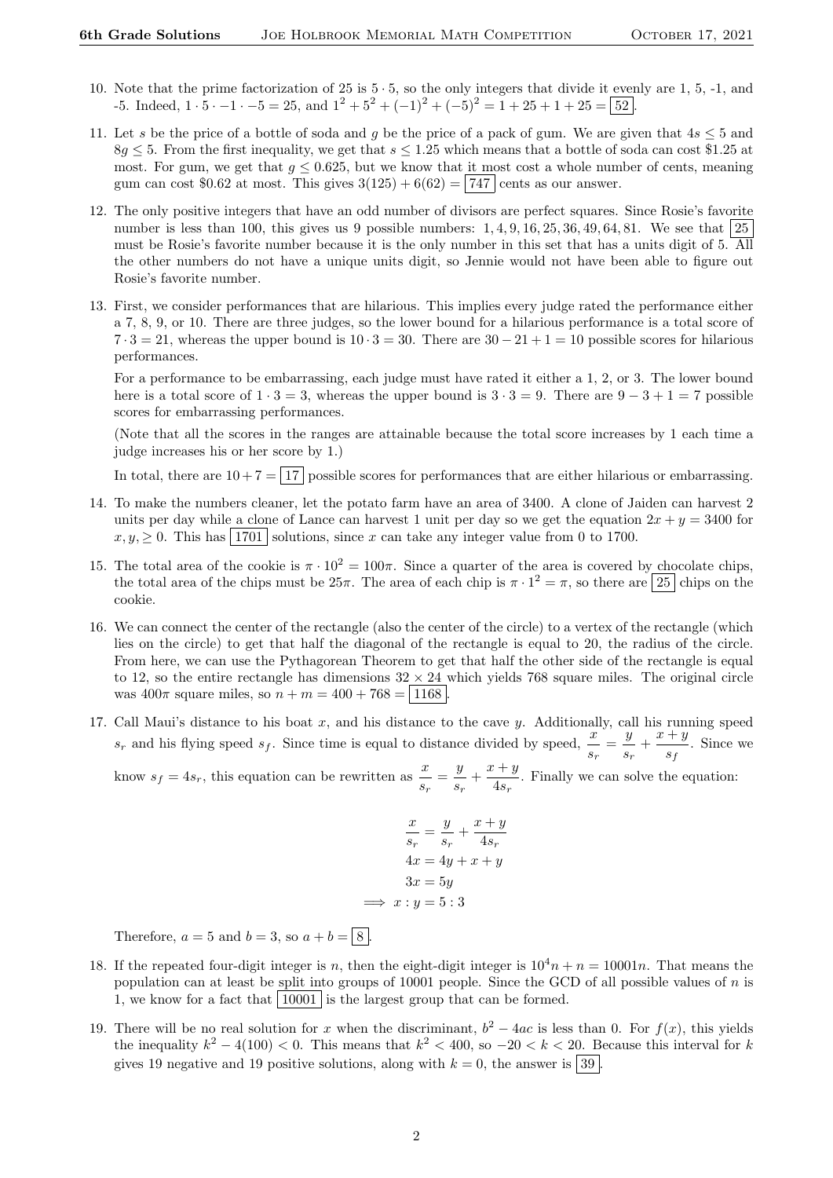10. Note that the prime factorization of 25 is $5 \cdot 5$, so the only integers that divide it evenly are 1, 5, -1, and -5. Indeed, $1 \cdot 5 \cdot -1 \cdot -5 = 25$, and $1^2 + 5^2 + (-1)^2 + (-5)^2 = 1 + 25 + 1 + 25 = \boxed{52}$.

11. Let $s$ be the price of a bottle of soda and $g$ be the price of a pack of gum. We are given that $4s \leq 5$ and $8g \leq 5$. From the first inequality, we get that $s \leq 1.25$ which means that a bottle of soda can cost \$1.25 at most. For gum, we get that $g \leq 0.625$, but we know that it most cost a whole number of cents, meaning gum can cost \$0.62 at most. This gives $3(125) + 6(62) = \boxed{747}$ cents as our answer.

12. The only positive integers that have an odd number of divisors are perfect squares. Since Rosie's favorite number is less than 100, this gives us 9 possible numbers: $1, 4, 9, 16, 25, 36, 49, 64, 81$. We see that $\boxed{25}$ must be Rosie's favorite number because it is the only number in this set that has a units digit of 5. All the other numbers do not have a unique units digit, so Jennie would not have been able to figure out Rosie's favorite number.

13. First, we consider performances that are hilarious. This implies every judge rated the performance either a 7, 8, 9, or 10. There are three judges, so the lower bound for a hilarious performance is a total score of $7 \cdot 3 = 21$, whereas the upper bound is $10 \cdot 3 = 30$. There are $30 - 21 + 1 = 10$ possible scores for hilarious performances.

    For a performance to be embarrassing, each judge must have rated it either a 1, 2, or 3. The lower bound here is a total score of $1 \cdot 3 = 3$, whereas the upper bound is $3 \cdot 3 = 9$. There are $9 - 3 + 1 = 7$ possible scores for embarrassing performances.

    (Note that all the scores in the ranges are attainable because the total score increases by 1 each time a judge increases his or her score by 1.)

    In total, there are $10 + 7 = \boxed{17}$ possible scores for performances that are either hilarious or embarrassing.

14. To make the numbers cleaner, let the potato farm have an area of 3400. A clone of Jaiden can harvest 2 units per day while a clone of Lance can harvest 1 unit per day so we get the equation $2x + y = 3400$ for $x, y, \geq 0$. This has $\boxed{1701}$ solutions, since $x$ can take any integer value from 0 to 1700.

15. The total area of the cookie is $\pi \cdot 10^2 = 100\pi$. Since a quarter of the area is covered by chocolate chips, the total area of the chips must be $25\pi$. The area of each chip is $\pi \cdot 1^2 = \pi$, so there are $\boxed{25}$ chips on the cookie.

16. We can connect the center of the rectangle (also the center of the circle) to a vertex of the rectangle (which lies on the circle) to get that half the diagonal of the rectangle is equal to 20, the radius of the circle. From here, we can use the Pythagorean Theorem to get that half the other side of the rectangle is equal to 12, so the entire rectangle has dimensions $32 \times 24$ which yields 768 square miles. The original circle was $400\pi$ square miles, so $n + m = 400 + 768 = \boxed{1168}$.

17. Call Maui's distance to his boat $x$, and his distance to the cave $y$. Additionally, call his running speed $s_r$ and his flying speed $s_f$. Since time is equal to distance divided by speed, $\frac{x}{s_r} = \frac{y}{s_r} + \frac{x+y}{s_f}$. Since we know $s_f = 4s_r$, this equation can be rewritten as $\frac{x}{s_r} = \frac{y}{s_r} + \frac{x+y}{4s_r}$. Finally we can solve the equation:

$$\begin{aligned}
\frac{x}{s_r} &= \frac{y}{s_r} + \frac{x+y}{4s_r} \\
4x &= 4y + x + y \\
3x &= 5y \\
\implies x : y &= 5 : 3
\end{aligned}$$

    Therefore, $a = 5$ and $b = 3$, so $a + b = \boxed{8}$.

18. If the repeated four-digit integer is $n$, then the eight-digit integer is $10^4 n + n = 10001n$. That means the population can at least be split into groups of 10001 people. Since the GCD of all possible values of $n$ is 1, we know for a fact that $\boxed{10001}$ is the largest group that can be formed.

19. There will be no real solution for $x$ when the discriminant, $b^2 - 4ac$ is less than 0. For $f(x)$, this yields the inequality $k^2 - 4(100) < 0$. This means that $k^2 < 400$, so $-20 < k < 20$. Because this interval for $k$ gives 19 negative and 19 positive solutions, along with $k = 0$, the answer is $\boxed{39}$.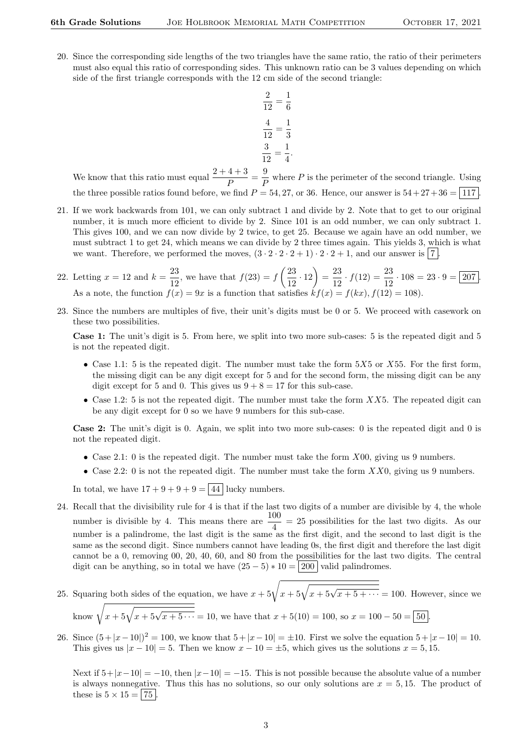20. Since the corresponding side lengths of the two triangles have the same ratio, the ratio of their perimeters must also equal this ratio of corresponding sides. This unknown ratio can be 3 values depending on which side of the first triangle corresponds with the 12 cm side of the second triangle:

$$\frac{2}{12} = \frac{1}{6}$$

$$\frac{4}{12} = \frac{1}{3}$$

$$\frac{3}{12} = \frac{1}{4}.$$

We know that this ratio must equal $\frac{2+4+3}{P} = \frac{9}{P}$ where $P$ is the perimeter of the second triangle. Using the three possible ratios found before, we find $P = 54, 27,$ or $36$. Hence, our answer is $54+27+36 = \boxed{117}$.

21. If we work backwards from 101, we can only subtract 1 and divide by 2. Note that to get to our original number, it is much more efficient to divide by 2. Since 101 is an odd number, we can only subtract 1. This gives 100, and we can now divide by 2 twice, to get 25. Because we again have an odd number, we must subtract 1 to get 24, which means we can divide by 2 three times again. This yields 3, which is what we want. Therefore, we performed the moves, $(3 \cdot 2 \cdot 2 \cdot 2 + 1) \cdot 2 \cdot 2 + 1$, and our answer is $\boxed{7}$.

22. Letting $x = 12$ and $k = \frac{23}{12}$, we have that $f(23) = f\left(\frac{23}{12} \cdot 12\right) = \frac{23}{12} \cdot f(12) = \frac{23}{12} \cdot 108 = 23 \cdot 9 = \boxed{207}$. As a note, the function $f(x) = 9x$ is a function that satisfies $kf(x) = f(kx), f(12) = 108$).

23. Since the numbers are multiples of five, their unit's digits must be 0 or 5. We proceed with casework on these two possibilities.

**Case 1:** The unit's digit is 5. From here, we split into two more sub-cases: 5 is the repeated digit and 5 is not the repeated digit.

- Case 1.1: 5 is the repeated digit. The number must take the form $5X5$ or $X55$. For the first form, the missing digit can be any digit except for 5 and for the second form, the missing digit can be any digit except for 5 and 0. This gives us $9 + 8 = 17$ for this sub-case.
- Case 1.2: 5 is not the repeated digit. The number must take the form $XX5$. The repeated digit can be any digit except for 0 so we have 9 numbers for this sub-case.

**Case 2:** The unit's digit is 0. Again, we split into two more sub-cases: 0 is the repeated digit and 0 is not the repeated digit.

- Case 2.1: 0 is the repeated digit. The number must take the form $X00$, giving us 9 numbers.
- Case 2.2: 0 is not the repeated digit. The number must take the form $XX0$, giving us 9 numbers.

In total, we have $17 + 9 + 9 + 9 = \boxed{44}$ lucky numbers.

24. Recall that the divisibility rule for 4 is that if the last two digits of a number are divisible by 4, the whole number is divisible by 4. This means there are $\frac{100}{4} = 25$ possibilities for the last two digits. As our number is a palindrome, the last digit is the same as the first digit, and the second to last digit is the same as the second digit. Since numbers cannot have leading 0s, the first digit and therefore the last digit cannot be a 0, removing 00, 20, 40, 60, and 80 from the possibilities for the last two digits. The central digit can be anything, so in total we have $(25 - 5) * 10 = \boxed{200}$ valid palindromes.

25. Squaring both sides of the equation, we have $x + 5\sqrt{x + 5\sqrt{x + 5\sqrt{x + 5 + \cdots}}} = 100$. However, since we know $\sqrt{x + 5\sqrt{x + 5\sqrt{x + 5 \cdots}}} = 10$, we have that $x + 5(10) = 100$, so $x = 100 - 50 = \boxed{50}$.

26. Since $(5 + |x - 10|)^2 = 100$, we know that $5 + |x - 10| = \pm 10$. First we solve the equation $5 + |x - 10| = 10$. This gives us $|x - 10| = 5$. Then we know $x - 10 = \pm 5$, which gives us the solutions $x = 5, 15$.

Next if $5 + |x - 10| = -10$, then $|x - 10| = -15$. This is not possible because the absolute value of a number is always nonnegative. Thus this has no solutions, so our only solutions are $x = 5, 15$. The product of these is $5 \times 15 = \boxed{75}$.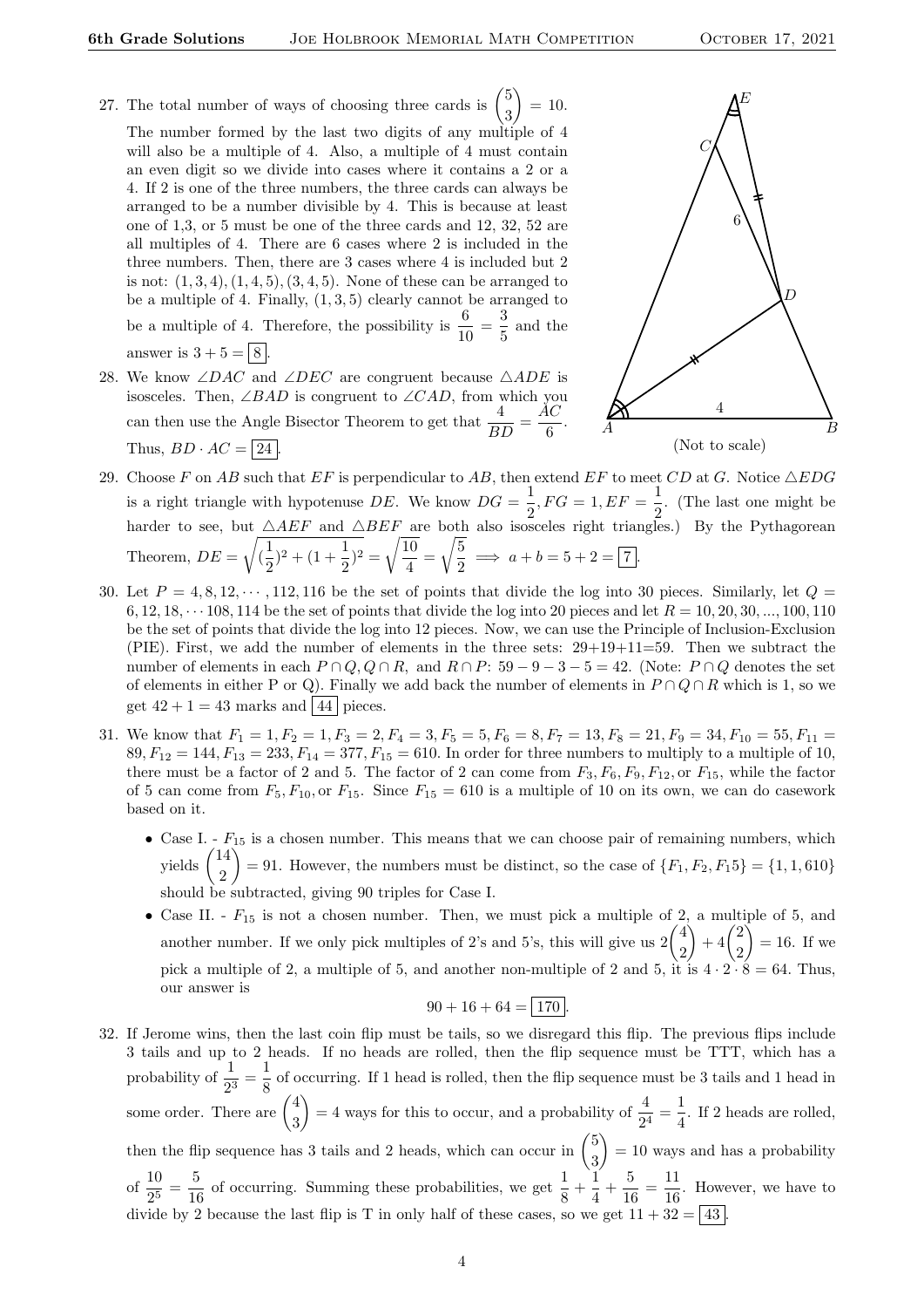27. The total number of ways of choosing three cards is $\binom{5}{3} = 10$. The number formed by the last two digits of any multiple of 4 will also be a multiple of 4. Also, a multiple of 4 must contain an even digit so we divide into cases where it contains a 2 or a 4. If 2 is one of the three numbers, the three cards can always be arranged to be a number divisible by 4. This is because at least one of 1,3, or 5 must be one of the three cards and 12, 32, 52 are all multiples of 4. There are 6 cases where 2 is included in the three numbers. Then, there are 3 cases where 4 is included but 2 is not: $(1,3,4),(1,4,5),(3,4,5)$. None of these can be arranged to be a multiple of 4. Finally, $(1,3,5)$ clearly cannot be arranged to be a multiple of 4. Therefore, the possibility is $\frac{6}{10} = \frac{3}{5}$ and the answer is $3 + 5 = \boxed{8}$.

28. We know $\angle DAC$ and $\angle DEC$ are congruent because $\triangle ADE$ is isosceles. Then, $\angle BAD$ is congruent to $\angle CAD$, from which you can then use the Angle Bisector Theorem to get that $\frac{4}{BD} = \frac{AC}{6}$. Thus, $BD \cdot AC = \boxed{24}$.

(Not to scale)

29. Choose $F$ on $AB$ such that $EF$ is perpendicular to $AB$, then extend $EF$ to meet $CD$ at $G$. Notice $\triangle EDG$ is a right triangle with hypotenuse $DE$. We know $DG = \frac{1}{2}, FG = 1, EF = \frac{1}{2}$. (The last one might be harder to see, but $\triangle AEF$ and $\triangle BEF$ are both also isosceles right triangles.) By the Pythagorean Theorem, $DE = \sqrt{(\frac{1}{2})^2 + (1+\frac{1}{2})^2} = \sqrt{\frac{10}{4}} = \sqrt{\frac{5}{2}} \implies a + b = 5 + 2 = \boxed{7}$.

30. Let $P = 4, 8, 12, \cdots, 112, 116$ be the set of points that divide the log into 30 pieces. Similarly, let $Q = 6, 12, 18, \cdots 108, 114$ be the set of points that divide the log into 20 pieces and let $R = 10, 20, 30, ..., 100, 110$ be the set of points that divide the log into 12 pieces. Now, we can use the Principle of Inclusion-Exclusion (PIE). First, we add the number of elements in the three sets: 29+19+11=59. Then we subtract the number of elements in each $P \cap Q, Q \cap R$, and $R \cap P$: $59 - 9 - 3 - 5 = 42$. (Note: $P \cap Q$ denotes the set of elements in either P or Q). Finally we add back the number of elements in $P \cap Q \cap R$ which is 1, so we get $42 + 1 = 43$ marks and $\boxed{44}$ pieces.

31. We know that $F_1 = 1, F_2 = 1, F_3 = 2, F_4 = 3, F_5 = 5, F_6 = 8, F_7 = 13, F_8 = 21, F_9 = 34, F_{10} = 55, F_{11} = 89, F_{12} = 144, F_{13} = 233, F_{14} = 377, F_{15} = 610$. In order for three numbers to multiply to a multiple of 10, there must be a factor of 2 and 5. The factor of 2 can come from $F_3, F_6, F_9, F_{12}$, or $F_{15}$, while the factor of 5 can come from $F_5, F_{10}$, or $F_{15}$. Since $F_{15} = 610$ is a multiple of 10 on its own, we can do casework based on it.

   - Case I. - $F_{15}$ is a chosen number. This means that we can choose pair of remaining numbers, which yields $\binom{14}{2} = 91$. However, the numbers must be distinct, so the case of $\{F_1, F_2, F_15\} = \{1, 1, 610\}$ should be subtracted, giving 90 triples for Case I.
   - Case II. - $F_{15}$ is not a chosen number. Then, we must pick a multiple of 2, a multiple of 5, and another number. If we only pick multiples of 2's and 5's, this will give us $2\binom{4}{2} + 4\binom{2}{2} = 16$. If we pick a multiple of 2, a multiple of 5, and another non-multiple of 2 and 5, it is $4 \cdot 2 \cdot 8 = 64$. Thus, our answer is

$$90 + 16 + 64 = \boxed{170}.$$

32. If Jerome wins, then the last coin flip must be tails, so we disregard this flip. The previous flips include 3 tails and up to 2 heads. If no heads are rolled, then the flip sequence must be TTT, which has a probability of $\frac{1}{2^3} = \frac{1}{8}$ of occurring. If 1 head is rolled, then the flip sequence must be 3 tails and 1 head in some order. There are $\binom{4}{3} = 4$ ways for this to occur, and a probability of $\frac{4}{2^4} = \frac{1}{4}$. If 2 heads are rolled, then the flip sequence has 3 tails and 2 heads, which can occur in $\binom{5}{3} = 10$ ways and has a probability of $\frac{10}{2^5} = \frac{5}{16}$ of occurring. Summing these probabilities, we get $\frac{1}{8} + \frac{1}{4} + \frac{5}{16} = \frac{11}{16}$. However, we have to divide by 2 because the last flip is T in only half of these cases, so we get $11 + 32 = \boxed{43}$.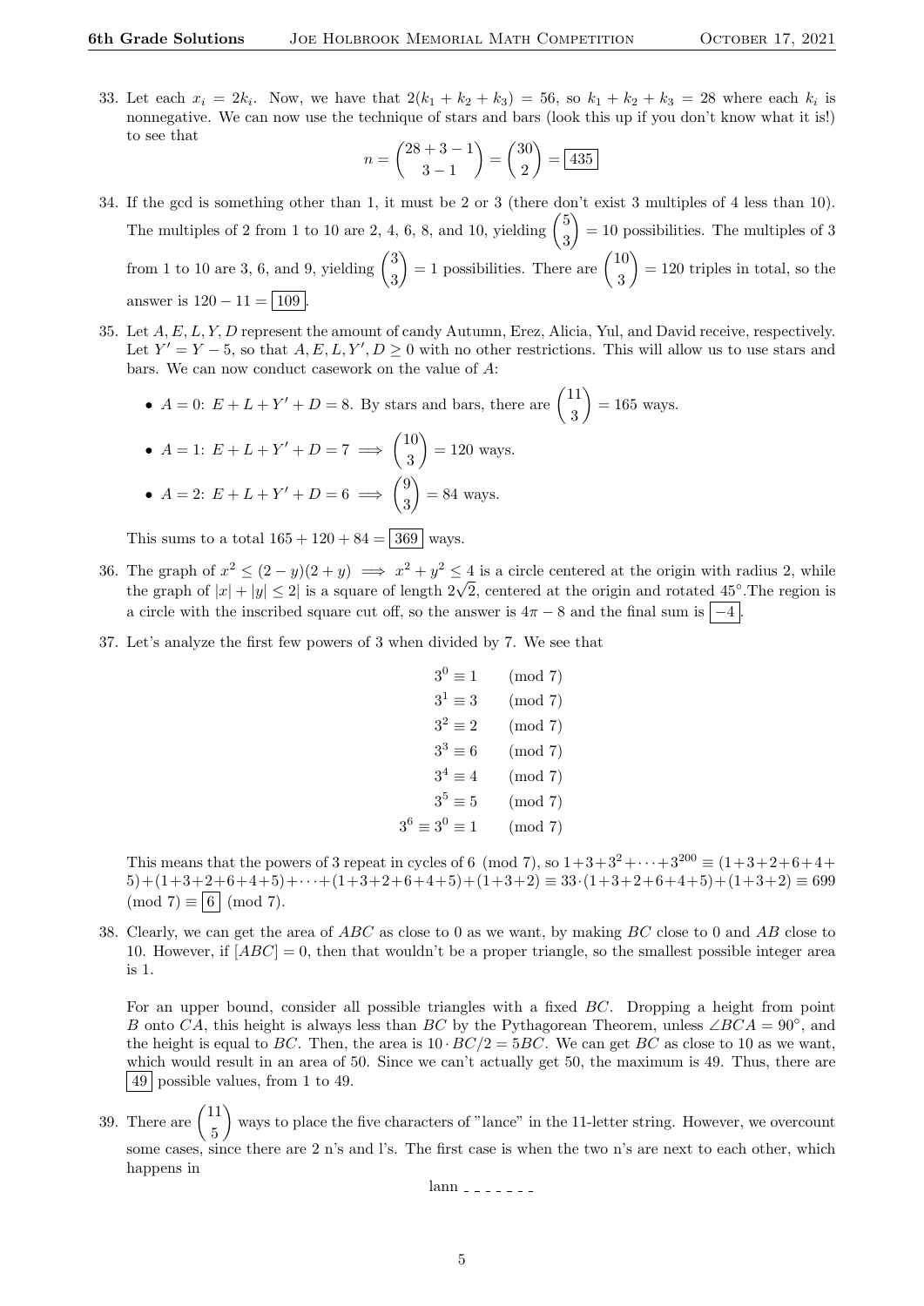33. Let each $x_i = 2k_i$. Now, we have that $2(k_1 + k_2 + k_3) = 56$, so $k_1 + k_2 + k_3 = 28$ where each $k_i$ is nonnegative. We can now use the technique of stars and bars (look this up if you don't know what it is!) to see that

$$n = \binom{28+3-1}{3-1} = \binom{30}{2} = \boxed{435}$$

34. If the gcd is something other than 1, it must be 2 or 3 (there don't exist 3 multiples of 4 less than 10). The multiples of 2 from 1 to 10 are 2, 4, 6, 8, and 10, yielding $\binom{5}{3} = 10$ possibilities. The multiples of 3 from 1 to 10 are 3, 6, and 9, yielding $\binom{3}{3} = 1$ possibilities. There are $\binom{10}{3} = 120$ triples in total, so the answer is $120 - 11 = \boxed{109}$.

35. Let $A, E, L, Y, D$ represent the amount of candy Autumn, Erez, Alicia, Yul, and David receive, respectively. Let $Y' = Y - 5$, so that $A, E, L, Y', D \geq 0$ with no other restrictions. This will allow us to use stars and bars. We can now conduct casework on the value of $A$:

   - $A = 0$: $E + L + Y' + D = 8$. By stars and bars, there are $\binom{11}{3} = 165$ ways.
   - $A = 1$: $E + L + Y' + D = 7 \implies \binom{10}{3} = 120$ ways.
   - $A = 2$: $E + L + Y' + D = 6 \implies \binom{9}{3} = 84$ ways.

   This sums to a total $165 + 120 + 84 = \boxed{369}$ ways.

36. The graph of $x^2 \leq (2-y)(2+y) \implies x^2 + y^2 \leq 4$ is a circle centered at the origin with radius 2, while the graph of $|x| + |y| \leq 2|$ is a square of length $2\sqrt{2}$, centered at the origin and rotated $45^\circ$.The region is a circle with the inscribed square cut off, so the answer is $4\pi - 8$ and the final sum is $\boxed{-4}$.

37. Let's analyze the first few powers of 3 when divided by 7. We see that

$$\begin{aligned} 3^0 &\equiv 1 \pmod 7 \\ 3^1 &\equiv 3 \pmod 7 \\ 3^2 &\equiv 2 \pmod 7 \\ 3^3 &\equiv 6 \pmod 7 \\ 3^4 &\equiv 4 \pmod 7 \\ 3^5 &\equiv 5 \pmod 7 \\ 3^6 \equiv 3^0 &\equiv 1 \pmod 7 \end{aligned}$$

   This means that the powers of 3 repeat in cycles of $6 \pmod 7$, so $1+3+3^2+\cdots+3^{200} \equiv (1+3+2+6+4+5)+(1+3+2+6+4+5)+\cdots+(1+3+2+6+4+5)+(1+3+2) \equiv 33\cdot(1+3+2+6+4+5)+(1+3+2) \equiv 699 \pmod 7 \equiv \boxed{6} \pmod 7$.

38. Clearly, we can get the area of $ABC$ as close to 0 as we want, by making $BC$ close to 0 and $AB$ close to 10. However, if $[ABC] = 0$, then that wouldn't be a proper triangle, so the smallest possible integer area is 1.

   For an upper bound, consider all possible triangles with a fixed $BC$. Dropping a height from point $B$ onto $CA$, this height is always less than $BC$ by the Pythagorean Theorem, unless $\angle BCA = 90^\circ$, and the height is equal to $BC$. Then, the area is $10 \cdot BC/2 = 5BC$. We can get $BC$ as close to 10 as we want, which would result in an area of 50. Since we can't actually get 50, the maximum is 49. Thus, there are $\boxed{49}$ possible values, from 1 to 49.

39. There are $\binom{11}{5}$ ways to place the five characters of "lance" in the 11-letter string. However, we overcount some cases, since there are 2 n's and l's. The first case is when the two n's are next to each other, which happens in

   lann _ _ _ _ _ _ _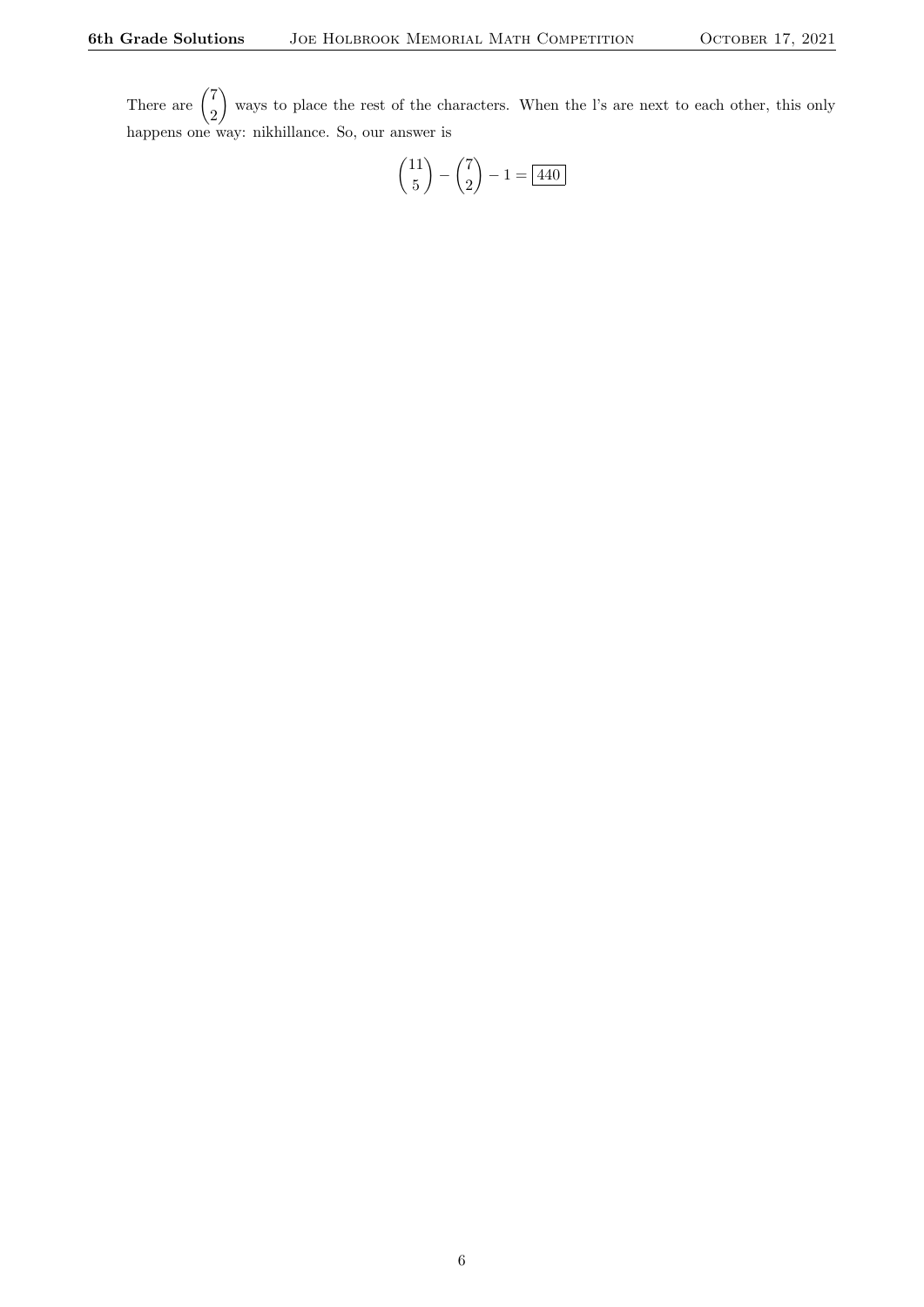There are $\binom{7}{2}$ ways to place the rest of the characters. When the l's are next to each other, this only happens one way: nikhillance. So, our answer is

$$\binom{11}{5} - \binom{7}{2} - 1 = \boxed{440}$$